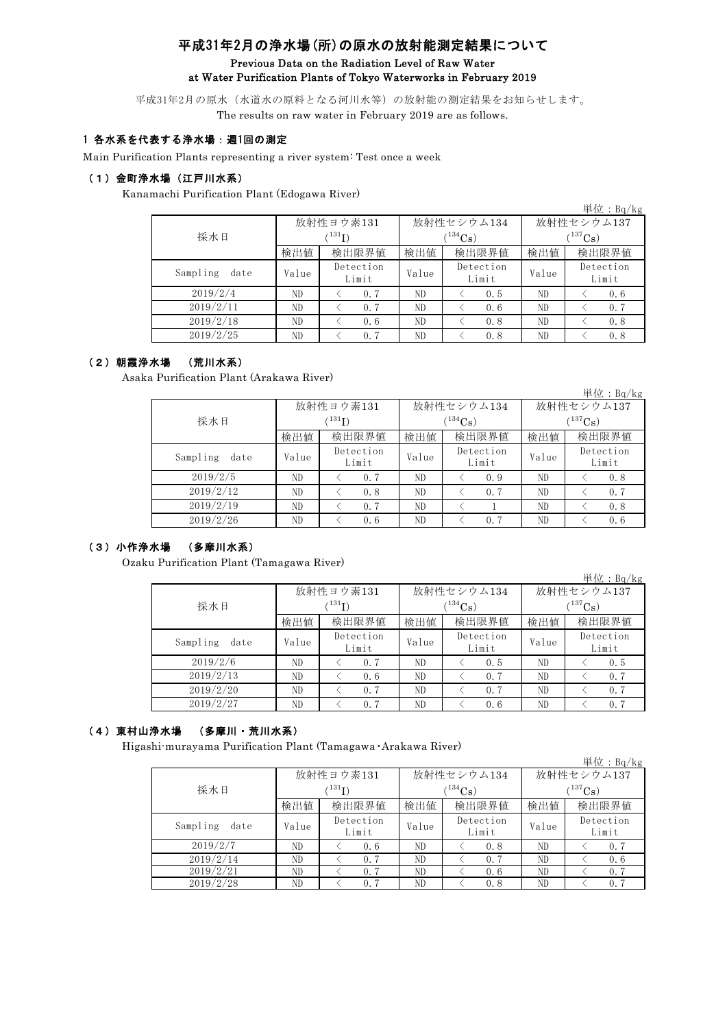# 平成31年2月の浄水場(所)の原水の放射能測定結果について

**Previous Data on the Radiation Level of Raw Water at Water Purification Plants of Tokyo Waterworks in February 2019**

平成31年2月の原水（水道水の原料となる河川水等）の放射能の測定結果をお知らせします。
The results on raw water in February 2019 are as follows.

## 1 各水系を代表する浄水場：週1回の測定

Main Purification Plants representing a river system: Test once a week

### （1）金町浄水場（江戸川水系）

Kanamachi Purification Plant (Edogawa River)

単位：Bq/kg

| 採水日 | 放射性ヨウ素131 ($^{131}I$) | | 放射性セシウム134 ($^{134}Cs$) | | 放射性セシウム137 ($^{137}Cs$) | |
|---|---|---|---|---|---|---|
| | 検出値 | 検出限界値 | 検出値 | 検出限界値 | 検出値 | 検出限界値 |
| Sampling date | Value | Detection Limit | Value | Detection Limit | Value | Detection Limit |
| 2019/2/4 | ND | < 0.7 | ND | < 0.5 | ND | < 0.6 |
| 2019/2/11 | ND | < 0.7 | ND | < 0.6 | ND | < 0.7 |
| 2019/2/18 | ND | < 0.6 | ND | < 0.8 | ND | < 0.8 |
| 2019/2/25 | ND | < 0.7 | ND | < 0.8 | ND | < 0.8 |

### （2）朝霞浄水場　（荒川水系）

Asaka Purification Plant (Arakawa River)

単位：Bq/kg

| 採水日 | 放射性ヨウ素131 ($^{131}I$) | | 放射性セシウム134 ($^{134}Cs$) | | 放射性セシウム137 ($^{137}Cs$) | |
|---|---|---|---|---|---|---|
| | 検出値 | 検出限界値 | 検出値 | 検出限界値 | 検出値 | 検出限界値 |
| Sampling date | Value | Detection Limit | Value | Detection Limit | Value | Detection Limit |
| 2019/2/5 | ND | < 0.7 | ND | < 0.9 | ND | < 0.8 |
| 2019/2/12 | ND | < 0.8 | ND | < 0.7 | ND | < 0.7 |
| 2019/2/19 | ND | < 0.7 | ND | < 1 | ND | < 0.8 |
| 2019/2/26 | ND | < 0.6 | ND | < 0.7 | ND | < 0.6 |

### （3）小作浄水場　（多摩川水系）

Ozaku Purification Plant (Tamagawa River)

単位：Bq/kg

| 採水日 | 放射性ヨウ素131 ($^{131}I$) | | 放射性セシウム134 ($^{134}Cs$) | | 放射性セシウム137 ($^{137}Cs$) | |
|---|---|---|---|---|---|---|
| | 検出値 | 検出限界値 | 検出値 | 検出限界値 | 検出値 | 検出限界値 |
| Sampling date | Value | Detection Limit | Value | Detection Limit | Value | Detection Limit |
| 2019/2/6 | ND | < 0.7 | ND | < 0.5 | ND | < 0.5 |
| 2019/2/13 | ND | < 0.6 | ND | < 0.7 | ND | < 0.7 |
| 2019/2/20 | ND | < 0.7 | ND | < 0.7 | ND | < 0.7 |
| 2019/2/27 | ND | < 0.7 | ND | < 0.6 | ND | < 0.7 |

### （4）東村山浄水場　（多摩川・荒川水系）

Higashi-murayama Purification Plant (Tamagawa・Arakawa River)

単位：Bq/kg

| 採水日 | 放射性ヨウ素131 ($^{131}I$) | | 放射性セシウム134 ($^{134}Cs$) | | 放射性セシウム137 ($^{137}Cs$) | |
|---|---|---|---|---|---|---|
| | 検出値 | 検出限界値 | 検出値 | 検出限界値 | 検出値 | 検出限界値 |
| Sampling date | Value | Detection Limit | Value | Detection Limit | Value | Detection Limit |
| 2019/2/7 | ND | < 0.6 | ND | < 0.8 | ND | < 0.7 |
| 2019/2/14 | ND | < 0.7 | ND | < 0.7 | ND | < 0.6 |
| 2019/2/21 | ND | < 0.7 | ND | < 0.6 | ND | < 0.7 |
| 2019/2/28 | ND | < 0.7 | ND | < 0.8 | ND | < 0.7 |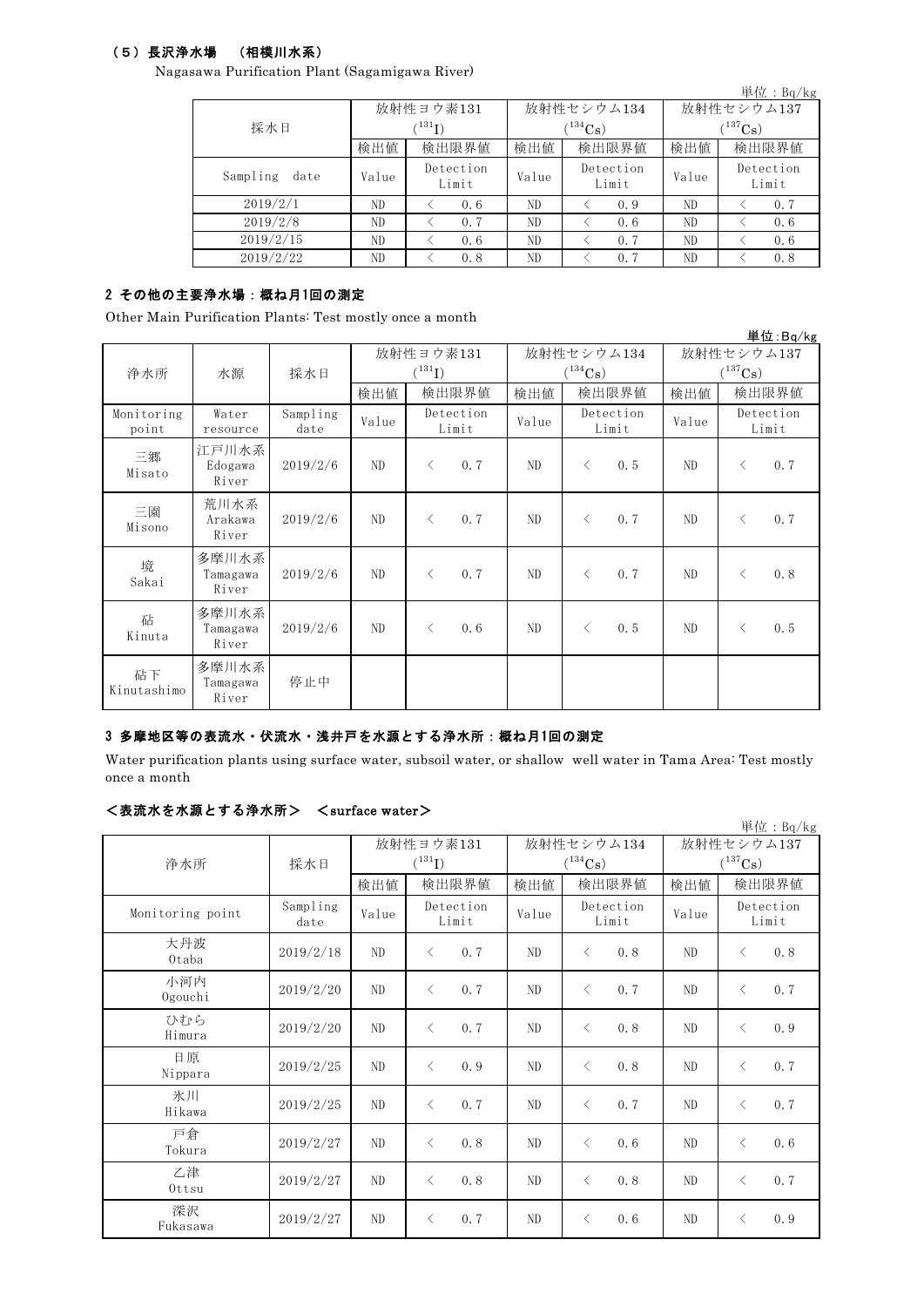### （5）長沢浄水場　（相模川水系）

Nagasawa Purification Plant (Sagamigawa River)

単位：Bq/kg

| 採水日 | 放射性ヨウ素131 ($^{131}I$) | | 放射性セシウム134 ($^{134}Cs$) | | 放射性セシウム137 ($^{137}Cs$) | |
|---|---|---|---|---|---|---|
| | 検出値 | 検出限界値 | 検出値 | 検出限界値 | 検出値 | 検出限界値 |
| Sampling date | Value | Detection Limit | Value | Detection Limit | Value | Detection Limit |
| 2019/2/1 | ND | ＜ 0.6 | ND | ＜ 0.9 | ND | ＜ 0.7 |
| 2019/2/8 | ND | ＜ 0.7 | ND | ＜ 0.6 | ND | ＜ 0.6 |
| 2019/2/15 | ND | ＜ 0.6 | ND | ＜ 0.7 | ND | ＜ 0.6 |
| 2019/2/22 | ND | ＜ 0.8 | ND | ＜ 0.7 | ND | ＜ 0.8 |

## 2 その他の主要浄水場：概ね月1回の測定

Other Main Purification Plants: Test mostly once a month

単位:Bq/kg

| 浄水所 | 水源 | 採水日 | 放射性ヨウ素131 ($^{131}I$) | | 放射性セシウム134 ($^{134}Cs$) | | 放射性セシウム137 ($^{137}Cs$) | |
|---|---|---|---|---|---|---|---|---|
| | | | 検出値 | 検出限界値 | 検出値 | 検出限界値 | 検出値 | 検出限界値 |
| Monitoring point | Water resource | Sampling date | Value | Detection Limit | Value | Detection Limit | Value | Detection Limit |
| 三郷 Misato | 江戸川水系 Edogawa River | 2019/2/6 | ND | ＜ 0.7 | ND | ＜ 0.5 | ND | ＜ 0.7 |
| 三園 Misono | 荒川水系 Arakawa River | 2019/2/6 | ND | ＜ 0.7 | ND | ＜ 0.7 | ND | ＜ 0.7 |
| 境 Sakai | 多摩川水系 Tamagawa River | 2019/2/6 | ND | ＜ 0.7 | ND | ＜ 0.7 | ND | ＜ 0.8 |
| 砧 Kinuta | 多摩川水系 Tamagawa River | 2019/2/6 | ND | ＜ 0.6 | ND | ＜ 0.5 | ND | ＜ 0.5 |
| 砧下 Kinutashimo | 多摩川水系 Tamagawa River | 停止中 | | | | | | |

## 3 多摩地区等の表流水・伏流水・浅井戸を水源とする浄水所：概ね月1回の測定

Water purification plants using surface water, subsoil water, or shallow well water in Tama Area: Test mostly once a month

### ＜表流水を水源とする浄水所＞　＜surface water＞

単位：Bq/kg

| 浄水所 | 採水日 | 放射性ヨウ素131 ($^{131}I$) | | 放射性セシウム134 ($^{134}Cs$) | | 放射性セシウム137 ($^{137}Cs$) | |
|---|---|---|---|---|---|---|---|
| | | 検出値 | 検出限界値 | 検出値 | 検出限界値 | 検出値 | 検出限界値 |
| Monitoring point | Sampling date | Value | Detection Limit | Value | Detection Limit | Value | Detection Limit |
| 大丹波 Otaba | 2019/2/18 | ND | ＜ 0.7 | ND | ＜ 0.8 | ND | ＜ 0.8 |
| 小河内 Ogouchi | 2019/2/20 | ND | ＜ 0.7 | ND | ＜ 0.7 | ND | ＜ 0.7 |
| ひむら Himura | 2019/2/20 | ND | ＜ 0.7 | ND | ＜ 0.8 | ND | ＜ 0.9 |
| 日原 Nippara | 2019/2/25 | ND | ＜ 0.9 | ND | ＜ 0.8 | ND | ＜ 0.7 |
| 氷川 Hikawa | 2019/2/25 | ND | ＜ 0.7 | ND | ＜ 0.7 | ND | ＜ 0.7 |
| 戸倉 Tokura | 2019/2/27 | ND | ＜ 0.8 | ND | ＜ 0.6 | ND | ＜ 0.6 |
| 乙津 Ottsu | 2019/2/27 | ND | ＜ 0.8 | ND | ＜ 0.8 | ND | ＜ 0.7 |
| 深沢 Fukasawa | 2019/2/27 | ND | ＜ 0.7 | ND | ＜ 0.6 | ND | ＜ 0.9 |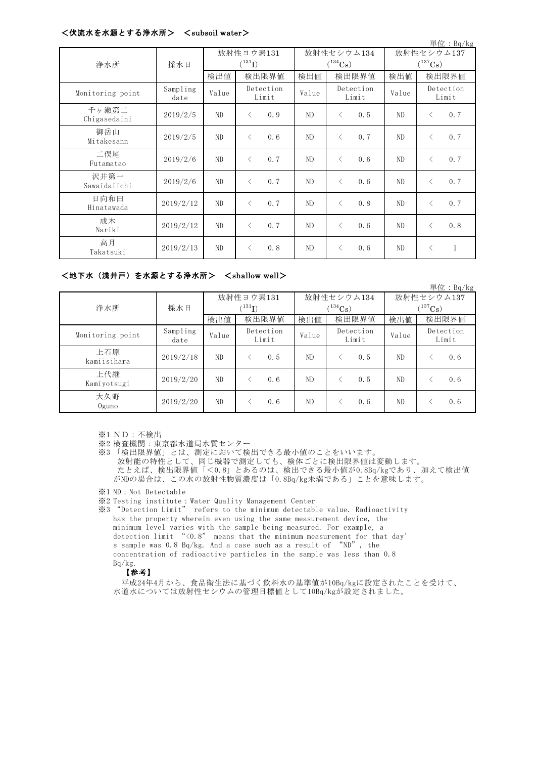## ＜伏流水を水源とする浄水所＞　＜subsoil water＞

単位：Bq/kg

| 浄水所 | 採水日 | 放射性ヨウ素131 ($^{131}$I) | | 放射性セシウム134 ($^{134}$Cs) | | 放射性セシウム137 ($^{137}$Cs) | |
|---|---|---|---|---|---|---|---|
| | | 検出値 | 検出限界値 | 検出値 | 検出限界値 | 検出値 | 検出限界値 |
| Monitoring point | Sampling date | Value | Detection Limit | Value | Detection Limit | Value | Detection Limit |
| 千ヶ瀬第二 Chigasedaini | 2019/2/5 | ND | ＜ 0.9 | ND | ＜ 0.5 | ND | ＜ 0.7 |
| 御岳山 Mitakesann | 2019/2/5 | ND | ＜ 0.6 | ND | ＜ 0.7 | ND | ＜ 0.7 |
| 二俣尾 Futamatao | 2019/2/6 | ND | ＜ 0.7 | ND | ＜ 0.6 | ND | ＜ 0.7 |
| 沢井第一 Sawaidaiichi | 2019/2/6 | ND | ＜ 0.7 | ND | ＜ 0.6 | ND | ＜ 0.7 |
| 日向和田 Hinatawada | 2019/2/12 | ND | ＜ 0.7 | ND | ＜ 0.8 | ND | ＜ 0.7 |
| 成木 Nariki | 2019/2/12 | ND | ＜ 0.7 | ND | ＜ 0.6 | ND | ＜ 0.8 |
| 高月 Takatsuki | 2019/2/13 | ND | ＜ 0.8 | ND | ＜ 0.6 | ND | ＜ 1 |

## ＜地下水（浅井戸）を水源とする浄水所＞　＜shallow well＞

単位：Bq/kg

| 浄水所 | 採水日 | 放射性ヨウ素131 ($^{131}$I) | | 放射性セシウム134 ($^{134}$Cs) | | 放射性セシウム137 ($^{137}$Cs) | |
|---|---|---|---|---|---|---|---|
| | | 検出値 | 検出限界値 | 検出値 | 検出限界値 | 検出値 | 検出限界値 |
| Monitoring point | Sampling date | Value | Detection Limit | Value | Detection Limit | Value | Detection Limit |
| 上石原 kamiisihara | 2019/2/18 | ND | ＜ 0.5 | ND | ＜ 0.5 | ND | ＜ 0.6 |
| 上代継 Kamiyotsugi | 2019/2/20 | ND | ＜ 0.6 | ND | ＜ 0.5 | ND | ＜ 0.6 |
| 大久野 Oguno | 2019/2/20 | ND | ＜ 0.6 | ND | ＜ 0.6 | ND | ＜ 0.6 |

※1 ＮＤ：不検出

※2 検査機関：東京都水道局水質センター

※3 「検出限界値」とは、測定において検出できる最小値のことをいいます。
放射能の特性として、同じ機器で測定しても、検体ごとに検出限界値は変動します。
たとえば、検出限界値「＜0.8」とあるのは、検出できる最小値が0.8Bq/kgであり、加えて検出値がNDの場合は、この水の放射性物質濃度は「0.8Bq/kg未満である」ことを意味します。

※1 ND：Not Detectable

※2 Testing institute：Water Quality Management Center

※3 "Detection Limit" refers to the minimum detectable value. Radioactivity has the property wherein even using the same measurement device, the minimum level varies with the sample being measured. For example, a detection limit "<0.8" means that the minimum measurement for that day's sample was 0.8 Bq/kg. And a case such as a result of "ND", the concentration of radioactive particles in the sample was less than 0.8 Bq/kg.

【参考】

平成24年4月から、食品衛生法に基づく飲料水の基準値が10Bq/kgに設定されたことを受けて、水道水については放射性セシウムの管理目標値として10Bq/kgが設定されました。